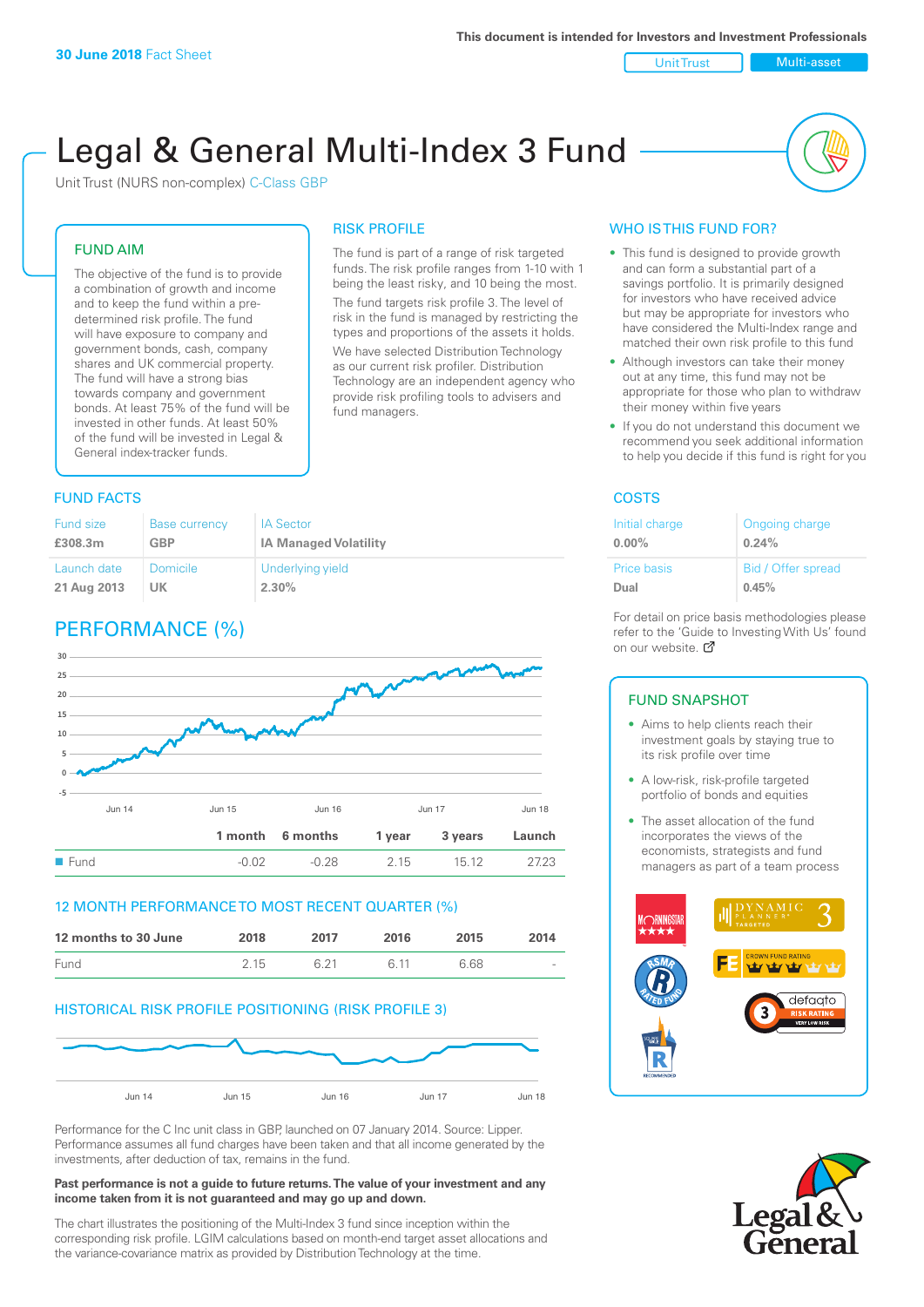30 June 2018 Fact Sheet

This document is intended for Investors and Investment Professionals

Unit Trust | Multi-asset

# Legal & General Multi-Index 3 Fund

Unit Trust (NURS non-complex) C-Class GBP

## FUND AIM

The objective of the fund is to provide a combination of growth and income and to keep the fund within a pre-determined risk profile. The fund will have exposure to company and government bonds, cash, company shares and UK commercial property. The fund will have a strong bias towards company and government bonds. At least 75% of the fund will be invested in other funds. At least 50% of the fund will be invested in Legal & General index-tracker funds.

## RISK PROFILE

The fund is part of a range of risk targeted funds. The risk profile ranges from 1-10 with 1 being the least risky, and 10 being the most.

The fund targets risk profile 3. The level of risk in the fund is managed by restricting the types and proportions of the assets it holds. We have selected Distribution Technology as our current risk profiler. Distribution Technology are an independent agency who provide risk profiling tools to advisers and fund managers.

## WHO IS THIS FUND FOR?

- This fund is designed to provide growth and can form a substantial part of a savings portfolio. It is primarily designed for investors who have received advice but may be appropriate for investors who have considered the Multi-Index range and matched their own risk profile to this fund
- Although investors can take their money out at any time, this fund may not be appropriate for those who plan to withdraw their money within five years
- If you do not understand this document we recommend you seek additional information to help you decide if this fund is right for you

## FUND FACTS

| Fund size | Base currency | IA Sector |
|---|---|---|
| £308.3m | GBP | IA Managed Volatility |
| **Launch date** | **Domicile** | **Underlying yield** |
| 21 Aug 2013 | UK | 2.30% |

## COSTS

| Initial charge | Ongoing charge |
|---|---|
| 0.00% | 0.24% |
| **Price basis** | **Bid / Offer spread** |
| Dual | 0.45% |

For detail on price basis methodologies please refer to the 'Guide to Investing With Us' found on our website.

## PERFORMANCE (%)

| | 1 month | 6 months | 1 year | 3 years | Launch |
|---|---|---|---|---|---|
| Fund | -0.02 | -0.28 | 2.15 | 15.12 | 27.23 |

## 12 MONTH PERFORMANCE TO MOST RECENT QUARTER (%)

| 12 months to 30 June | 2018 | 2017 | 2016 | 2015 | 2014 |
|---|---|---|---|---|---|
| Fund | 2.15 | 6.21 | 6.11 | 6.68 | - |

## HISTORICAL RISK PROFILE POSITIONING (RISK PROFILE 3)

Performance for the C Inc unit class in GBP, launched on 07 January 2014. Source: Lipper. Performance assumes all fund charges have been taken and that all income generated by the investments, after deduction of tax, remains in the fund.

**Past performance is not a guide to future returns. The value of your investment and any income taken from it is not guaranteed and may go up and down.**

The chart illustrates the positioning of the Multi-Index 3 fund since inception within the corresponding risk profile. LGIM calculations based on month-end target asset allocations and the variance-covariance matrix as provided by Distribution Technology at the time.

## FUND SNAPSHOT

- Aims to help clients reach their investment goals by staying true to its risk profile over time
- A low-risk, risk-profile targeted portfolio of bonds and equities
- The asset allocation of the fund incorporates the views of the economists, strategists and fund managers as part of a team process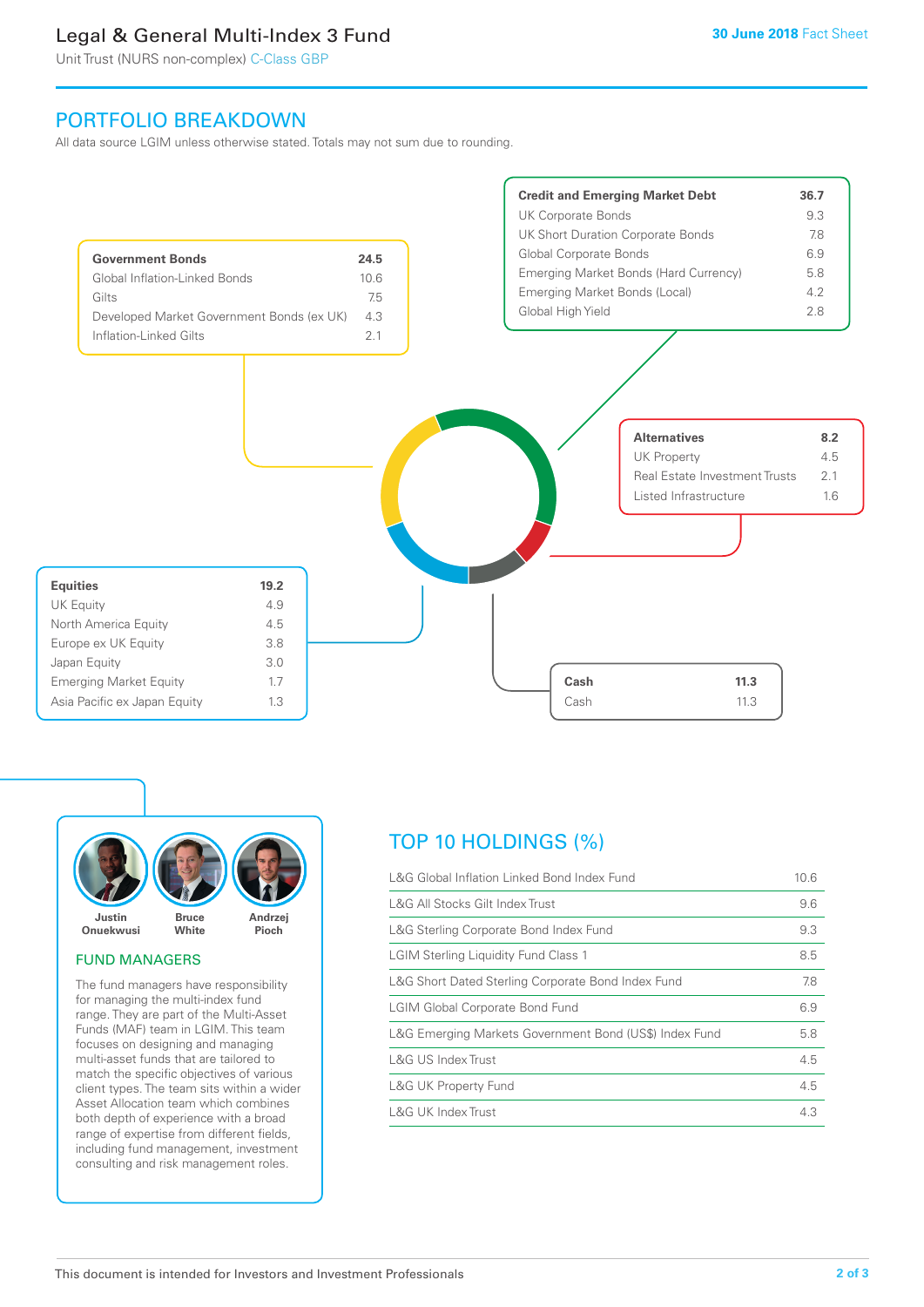## PORTFOLIO BREAKDOWN

All data source LGIM unless otherwise stated. Totals may not sum due to rounding.

| **Government Bonds** | **24.5** |
|---|---|
| Global Inflation-Linked Bonds | 10.6 |
| Gilts | 7.5 |
| Developed Market Government Bonds (ex UK) | 4.3 |
| Inflation-Linked Gilts | 2.1 |

| **Credit and Emerging Market Debt** | **36.7** |
|---|---|
| UK Corporate Bonds | 9.3 |
| UK Short Duration Corporate Bonds | 7.8 |
| Global Corporate Bonds | 6.9 |
| Emerging Market Bonds (Hard Currency) | 5.8 |
| Emerging Market Bonds (Local) | 4.2 |
| Global High Yield | 2.8 |

| **Alternatives** | **8.2** |
|---|---|
| UK Property | 4.5 |
| Real Estate Investment Trusts | 2.1 |
| Listed Infrastructure | 1.6 |

| **Equities** | **19.2** |
|---|---|
| UK Equity | 4.9 |
| North America Equity | 4.5 |
| Europe ex UK Equity | 3.8 |
| Japan Equity | 3.0 |
| Emerging Market Equity | 1.7 |
| Asia Pacific ex Japan Equity | 1.3 |

| **Cash** | **11.3** |
|---|---|
| Cash | 11.3 |

**Justin Onuekwusi** **Bruce White** **Andrzej Pioch**

### FUND MANAGERS

The fund managers have responsibility for managing the multi-index fund range. They are part of the Multi-Asset Funds (MAF) team in LGIM. This team focuses on designing and managing multi-asset funds that are tailored to match the specific objectives of various client types. The team sits within a wider Asset Allocation team which combines both depth of experience with a broad range of expertise from different fields, including fund management, investment consulting and risk management roles.

## TOP 10 HOLDINGS (%)

| Holding | % |
|---|---|
| L&G Global Inflation Linked Bond Index Fund | 10.6 |
| L&G All Stocks Gilt Index Trust | 9.6 |
| L&G Sterling Corporate Bond Index Fund | 9.3 |
| LGIM Sterling Liquidity Fund Class 1 | 8.5 |
| L&G Short Dated Sterling Corporate Bond Index Fund | 7.8 |
| LGIM Global Corporate Bond Fund | 6.9 |
| L&G Emerging Markets Government Bond (US$) Index Fund | 5.8 |
| L&G US Index Trust | 4.5 |
| L&G UK Property Fund | 4.5 |
| L&G UK Index Trust | 4.3 |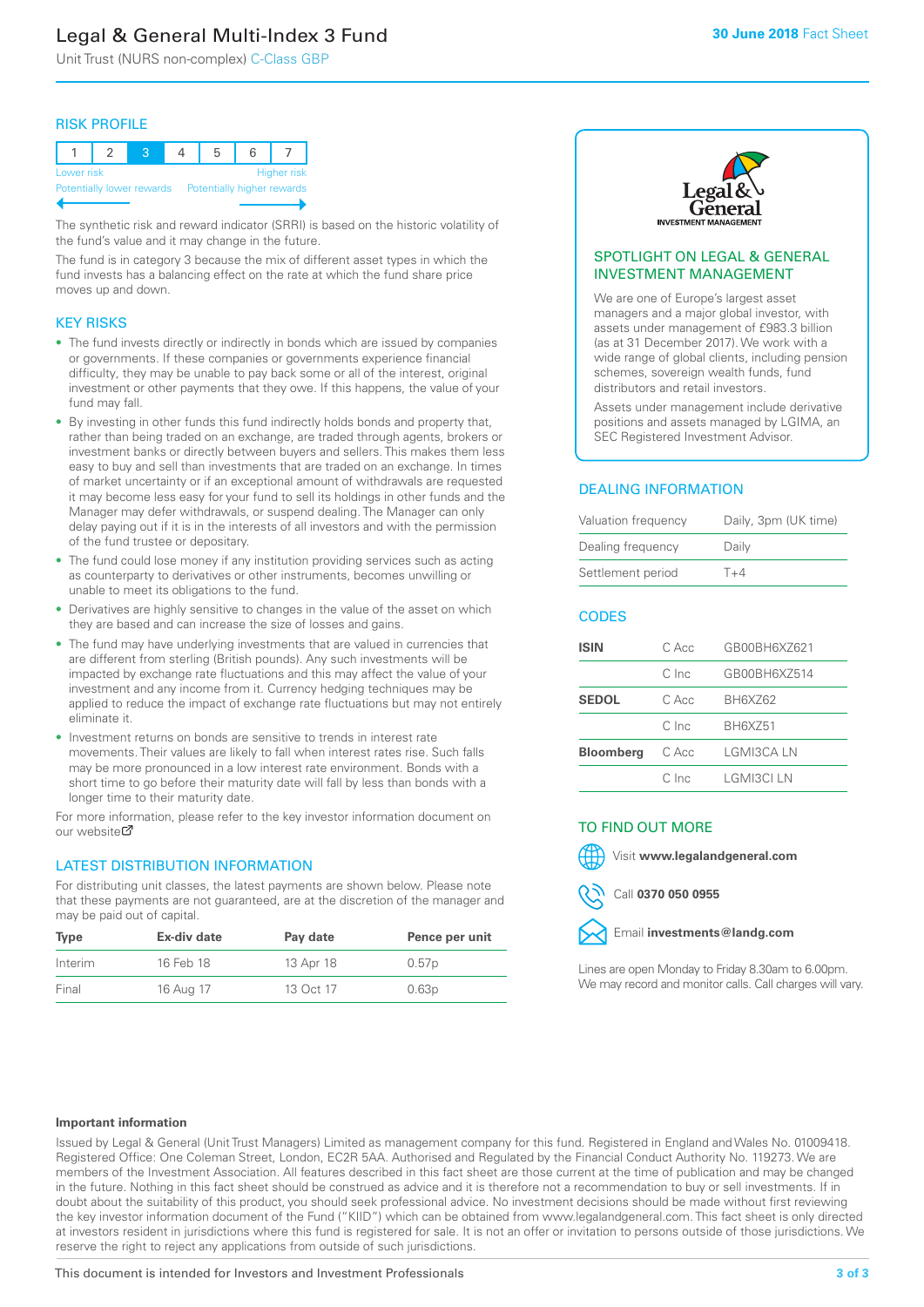# Legal & General Multi-Index 3 Fund

Unit Trust (NURS non-complex) C-Class GBP

**30 June 2018** Fact Sheet

## RISK PROFILE

| 1 | 2 | 3 | 4 | 5 | 6 | 7 |
|---|---|---|---|---|---|---|

Lower risk — Higher risk

Potentially lower rewards — Potentially higher rewards

The synthetic risk and reward indicator (SRRI) is based on the historic volatility of the fund's value and it may change in the future.

The fund is in category 3 because the mix of different asset types in which the fund invests has a balancing effect on the rate at which the fund share price moves up and down.

## KEY RISKS

- The fund invests directly or indirectly in bonds which are issued by companies or governments. If these companies or governments experience financial difficulty, they may be unable to pay back some or all of the interest, original investment or other payments that they owe. If this happens, the value of your fund may fall.
- By investing in other funds this fund indirectly holds bonds and property that, rather than being traded on an exchange, are traded through agents, brokers or investment banks or directly between buyers and sellers. This makes them less easy to buy and sell than investments that are traded on an exchange. In times of market uncertainty or if an exceptional amount of withdrawals are requested it may become less easy for your fund to sell its holdings in other funds and the Manager may defer withdrawals, or suspend dealing. The Manager can only delay paying out if it is in the interests of all investors and with the permission of the fund trustee or depositary.
- The fund could lose money if any institution providing services such as acting as counterparty to derivatives or other instruments, becomes unwilling or unable to meet its obligations to the fund.
- Derivatives are highly sensitive to changes in the value of the asset on which they are based and can increase the size of losses and gains.
- The fund may have underlying investments that are valued in currencies that are different from sterling (British pounds). Any such investments will be impacted by exchange rate fluctuations and this may affect the value of your investment and any income from it. Currency hedging techniques may be applied to reduce the impact of exchange rate fluctuations but may not entirely eliminate it.
- Investment returns on bonds are sensitive to trends in interest rate movements. Their values are likely to fall when interest rates rise. Such falls may be more pronounced in a low interest rate environment. Bonds with a short time to go before their maturity date will fall by less than bonds with a longer time to their maturity date.

For more information, please refer to the key investor information document on our website

## LATEST DISTRIBUTION INFORMATION

For distributing unit classes, the latest payments are shown below. Please note that these payments are not guaranteed, are at the discretion of the manager and may be paid out of capital.

| Type | Ex-div date | Pay date | Pence per unit |
|---|---|---|---|
| Interim | 16 Feb 18 | 13 Apr 18 | 0.57p |
| Final | 16 Aug 17 | 13 Oct 17 | 0.63p |

## SPOTLIGHT ON LEGAL & GENERAL INVESTMENT MANAGEMENT

We are one of Europe's largest asset managers and a major global investor, with assets under management of £983.3 billion (as at 31 December 2017). We work with a wide range of global clients, including pension schemes, sovereign wealth funds, fund distributors and retail investors.

Assets under management include derivative positions and assets managed by LGIMA, an SEC Registered Investment Advisor.

## DEALING INFORMATION

| | |
|---|---|
| Valuation frequency | Daily, 3pm (UK time) |
| Dealing frequency | Daily |
| Settlement period | T+4 |

## CODES

| | | |
|---|---|---|
| **ISIN** | C Acc | GB00BH6XZ621 |
| | C Inc | GB00BH6XZ514 |
| **SEDOL** | C Acc | BH6XZ62 |
| | C Inc | BH6XZ51 |
| **Bloomberg** | C Acc | LGMI3CA LN |
| | C Inc | LGMI3CI LN |

## TO FIND OUT MORE

Visit **www.legalandgeneral.com**

Call **0370 050 0955**

Email **investments@landg.com**

Lines are open Monday to Friday 8.30am to 6.00pm. We may record and monitor calls. Call charges will vary.

**Important information**

Issued by Legal & General (Unit Trust Managers) Limited as management company for this fund. Registered in England and Wales No. 01009418. Registered Office: One Coleman Street, London, EC2R 5AA. Authorised and Regulated by the Financial Conduct Authority No. 119273. We are members of the Investment Association. All features described in this fact sheet are those current at the time of publication and may be changed in the future. Nothing in this fact sheet should be construed as advice and it is therefore not a recommendation to buy or sell investments. If in doubt about the suitability of this product, you should seek professional advice. No investment decisions should be made without first reviewing the key investor information document of the Fund ("KIID") which can be obtained from www.legalandgeneral.com. This fact sheet is only directed at investors resident in jurisdictions where this fund is registered for sale. It is not an offer or invitation to persons outside of those jurisdictions. We reserve the right to reject any applications from outside of such jurisdictions.

This document is intended for Investors and Investment Professionals